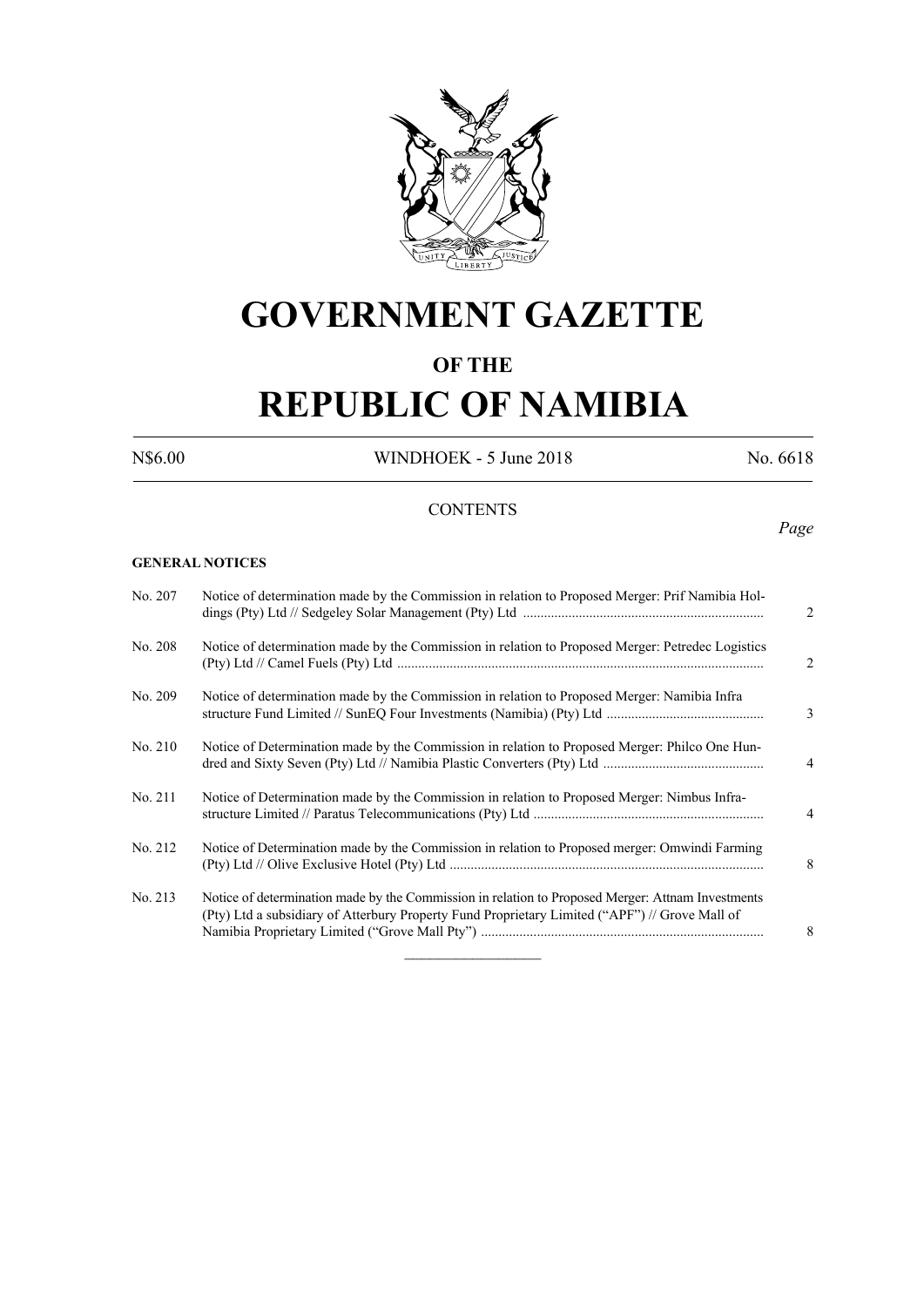# GOVERNMENT GAZETTE

## OF THE

# REPUBLIC OF NAMIBIA

N$6.00 WINDHOEK - 5 June 2018 No. 6618

CONTENTS

*Page*

**GENERAL NOTICES**

| | | |
|---|---|---|
| No. 207 | Notice of determination made by the Commission in relation to Proposed Merger: Prif Namibia Holdings (Pty) Ltd // Sedgeley Solar Management (Pty) Ltd | 2 |
| No. 208 | Notice of determination made by the Commission in relation to Proposed Merger: Petredec Logistics (Pty) Ltd // Camel Fuels (Pty) Ltd | 2 |
| No. 209 | Notice of determination made by the Commission in relation to Proposed Merger: Namibia Infra structure Fund Limited // SunEQ Four Investments (Namibia) (Pty) Ltd | 3 |
| No. 210 | Notice of Determination made by the Commission in relation to Proposed Merger: Philco One Hundred and Sixty Seven (Pty) Ltd // Namibia Plastic Converters (Pty) Ltd | 4 |
| No. 211 | Notice of Determination made by the Commission in relation to Proposed Merger: Nimbus Infrastructure Limited // Paratus Telecommunications (Pty) Ltd | 4 |
| No. 212 | Notice of Determination made by the Commission in relation to Proposed merger: Omwindi Farming (Pty) Ltd // Olive Exclusive Hotel (Pty) Ltd | 8 |
| No. 213 | Notice of determination made by the Commission in relation to Proposed Merger: Attnam Investments (Pty) Ltd a subsidiary of Atterbury Property Fund Proprietary Limited ("APF") // Grove Mall of Namibia Proprietary Limited ("Grove Mall Pty") | 8 |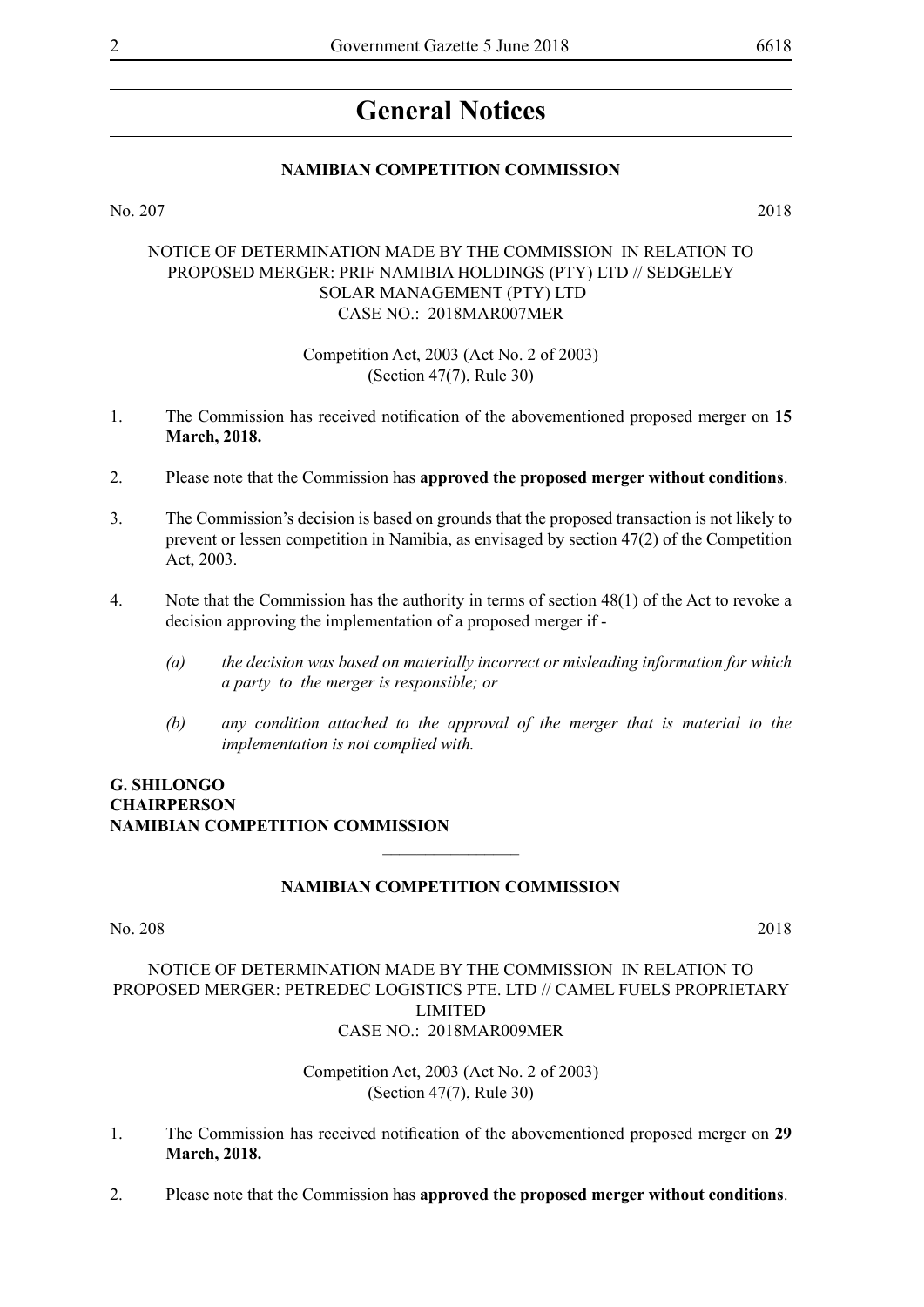# General Notices

## NAMIBIAN COMPETITION COMMISSION

No. 207 2018

NOTICE OF DETERMINATION MADE BY THE COMMISSION IN RELATION TO PROPOSED MERGER: PRIF NAMIBIA HOLDINGS (PTY) LTD // SEDGELEY SOLAR MANAGEMENT (PTY) LTD
CASE NO.: 2018MAR007MER

Competition Act, 2003 (Act No. 2 of 2003)
(Section 47(7), Rule 30)

1. The Commission has received notification of the abovementioned proposed merger on **15 March, 2018.**

2. Please note that the Commission has **approved the proposed merger without conditions**.

3. The Commission's decision is based on grounds that the proposed transaction is not likely to prevent or lessen competition in Namibia, as envisaged by section 47(2) of the Competition Act, 2003.

4. Note that the Commission has the authority in terms of section 48(1) of the Act to revoke a decision approving the implementation of a proposed merger if -

   *(a) the decision was based on materially incorrect or misleading information for which a party to the merger is responsible; or*

   *(b) any condition attached to the approval of the merger that is material to the implementation is not complied with.*

**G. SHILONGO**
**CHAIRPERSON**
**NAMIBIAN COMPETITION COMMISSION**

---

## NAMIBIAN COMPETITION COMMISSION

No. 208 2018

NOTICE OF DETERMINATION MADE BY THE COMMISSION IN RELATION TO PROPOSED MERGER: PETREDEC LOGISTICS PTE. LTD // CAMEL FUELS PROPRIETARY LIMITED
CASE NO.: 2018MAR009MER

Competition Act, 2003 (Act No. 2 of 2003)
(Section 47(7), Rule 30)

1. The Commission has received notification of the abovementioned proposed merger on **29 March, 2018.**

2. Please note that the Commission has **approved the proposed merger without conditions**.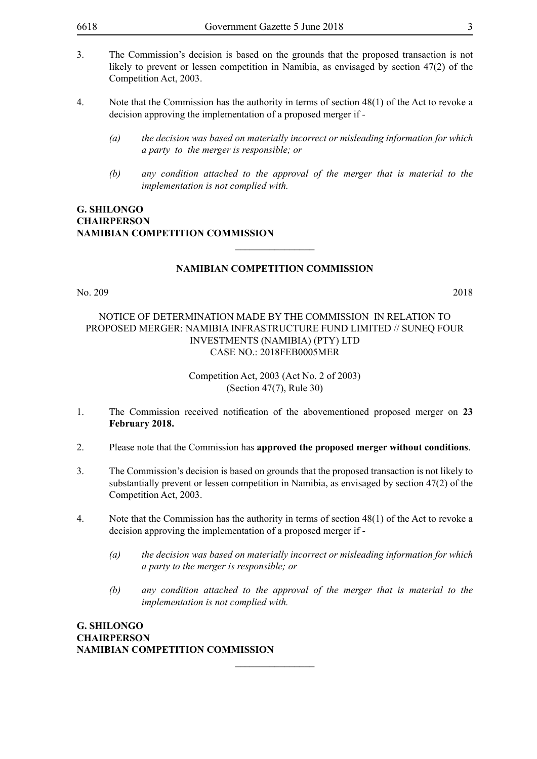3. The Commission's decision is based on the grounds that the proposed transaction is not likely to prevent or lessen competition in Namibia, as envisaged by section 47(2) of the Competition Act, 2003.

4. Note that the Commission has the authority in terms of section 48(1) of the Act to revoke a decision approving the implementation of a proposed merger if -

   *(a) the decision was based on materially incorrect or misleading information for which a party to the merger is responsible; or*

   *(b) any condition attached to the approval of the merger that is material to the implementation is not complied with.*

**G. SHILONGO**
**CHAIRPERSON**
**NAMIBIAN COMPETITION COMMISSION**

________________

## NAMIBIAN COMPETITION COMMISSION

No. 209 2018

NOTICE OF DETERMINATION MADE BY THE COMMISSION IN RELATION TO PROPOSED MERGER: NAMIBIA INFRASTRUCTURE FUND LIMITED // SUNEQ FOUR INVESTMENTS (NAMIBIA) (PTY) LTD
CASE NO.: 2018FEB0005MER

Competition Act, 2003 (Act No. 2 of 2003)
(Section 47(7), Rule 30)

1. The Commission received notification of the abovementioned proposed merger on **23 February 2018.**

2. Please note that the Commission has **approved the proposed merger without conditions**.

3. The Commission's decision is based on grounds that the proposed transaction is not likely to substantially prevent or lessen competition in Namibia, as envisaged by section 47(2) of the Competition Act, 2003.

4. Note that the Commission has the authority in terms of section 48(1) of the Act to revoke a decision approving the implementation of a proposed merger if -

   *(a) the decision was based on materially incorrect or misleading information for which a party to the merger is responsible; or*

   *(b) any condition attached to the approval of the merger that is material to the implementation is not complied with.*

**G. SHILONGO**
**CHAIRPERSON**
**NAMIBIAN COMPETITION COMMISSION**

________________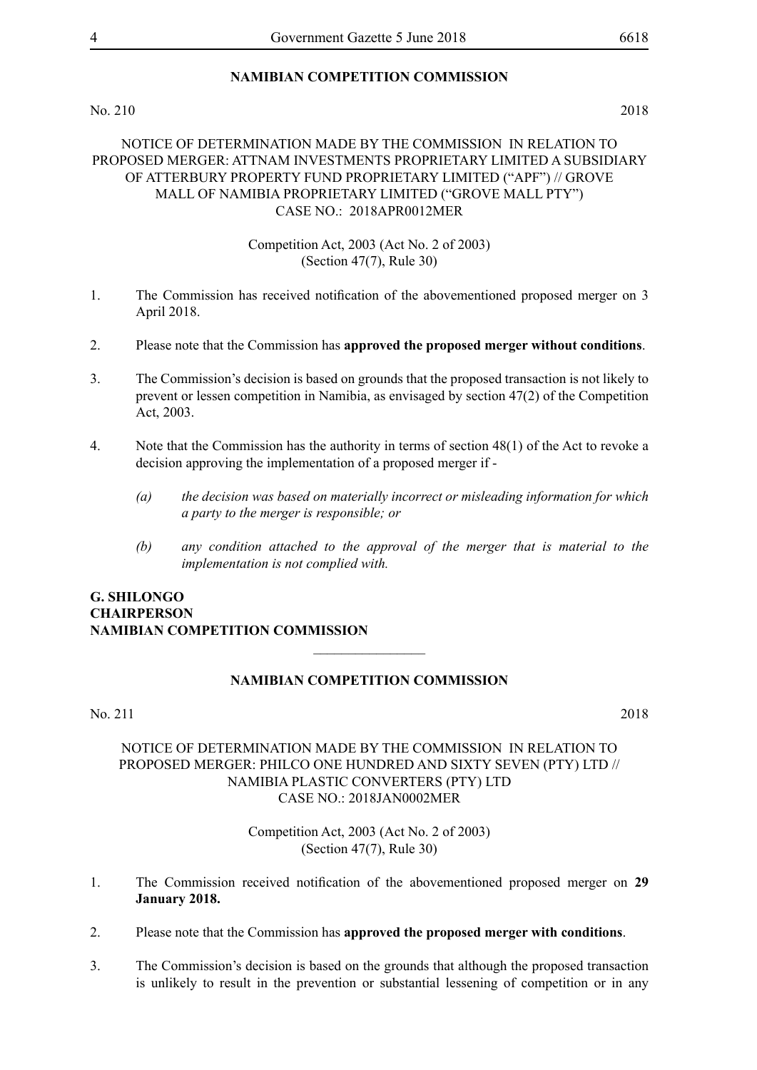## NAMIBIAN COMPETITION COMMISSION

No. 210 2018

NOTICE OF DETERMINATION MADE BY THE COMMISSION IN RELATION TO PROPOSED MERGER: ATTNAM INVESTMENTS PROPRIETARY LIMITED A SUBSIDIARY OF ATTERBURY PROPERTY FUND PROPRIETARY LIMITED ("APF") // GROVE MALL OF NAMIBIA PROPRIETARY LIMITED ("GROVE MALL PTY") CASE NO.: 2018APR0012MER

Competition Act, 2003 (Act No. 2 of 2003)
(Section 47(7), Rule 30)

1. The Commission has received notification of the abovementioned proposed merger on 3 April 2018.

2. Please note that the Commission has **approved the proposed merger without conditions**.

3. The Commission's decision is based on grounds that the proposed transaction is not likely to prevent or lessen competition in Namibia, as envisaged by section 47(2) of the Competition Act, 2003.

4. Note that the Commission has the authority in terms of section 48(1) of the Act to revoke a decision approving the implementation of a proposed merger if -

   *(a) the decision was based on materially incorrect or misleading information for which a party to the merger is responsible; or*

   *(b) any condition attached to the approval of the merger that is material to the implementation is not complied with.*

**G. SHILONGO**
**CHAIRPERSON**
**NAMIBIAN COMPETITION COMMISSION**

---

## NAMIBIAN COMPETITION COMMISSION

No. 211 2018

NOTICE OF DETERMINATION MADE BY THE COMMISSION IN RELATION TO PROPOSED MERGER: PHILCO ONE HUNDRED AND SIXTY SEVEN (PTY) LTD // NAMIBIA PLASTIC CONVERTERS (PTY) LTD CASE NO.: 2018JAN0002MER

Competition Act, 2003 (Act No. 2 of 2003)
(Section 47(7), Rule 30)

1. The Commission received notification of the abovementioned proposed merger on **29 January 2018.**

2. Please note that the Commission has **approved the proposed merger with conditions**.

3. The Commission's decision is based on the grounds that although the proposed transaction is unlikely to result in the prevention or substantial lessening of competition or in any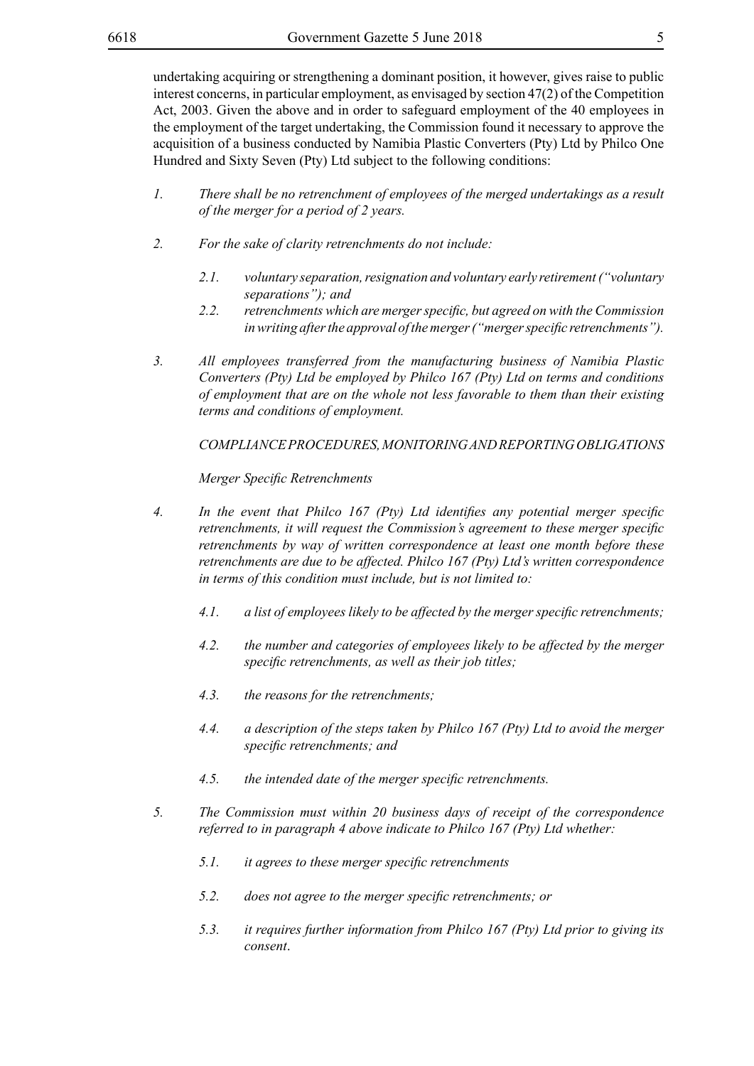undertaking acquiring or strengthening a dominant position, it however, gives raise to public interest concerns, in particular employment, as envisaged by section 47(2) of the Competition Act, 2003. Given the above and in order to safeguard employment of the 40 employees in the employment of the target undertaking, the Commission found it necessary to approve the acquisition of a business conducted by Namibia Plastic Converters (Pty) Ltd by Philco One Hundred and Sixty Seven (Pty) Ltd subject to the following conditions:

*1. There shall be no retrenchment of employees of the merged undertakings as a result of the merger for a period of 2 years.*

*2. For the sake of clarity retrenchments do not include:*

*2.1. voluntary separation, resignation and voluntary early retirement ("voluntary separations"); and*

*2.2. retrenchments which are merger specific, but agreed on with the Commission in writing after the approval of the merger ("merger specific retrenchments").*

*3. All employees transferred from the manufacturing business of Namibia Plastic Converters (Pty) Ltd be employed by Philco 167 (Pty) Ltd on terms and conditions of employment that are on the whole not less favorable to them than their existing terms and conditions of employment.*

*COMPLIANCE PROCEDURES, MONITORING AND REPORTING OBLIGATIONS*

*Merger Specific Retrenchments*

*4. In the event that Philco 167 (Pty) Ltd identifies any potential merger specific retrenchments, it will request the Commission's agreement to these merger specific retrenchments by way of written correspondence at least one month before these retrenchments are due to be affected. Philco 167 (Pty) Ltd's written correspondence in terms of this condition must include, but is not limited to:*

*4.1. a list of employees likely to be affected by the merger specific retrenchments;*

*4.2. the number and categories of employees likely to be affected by the merger specific retrenchments, as well as their job titles;*

*4.3. the reasons for the retrenchments;*

*4.4. a description of the steps taken by Philco 167 (Pty) Ltd to avoid the merger specific retrenchments; and*

*4.5. the intended date of the merger specific retrenchments.*

*5. The Commission must within 20 business days of receipt of the correspondence referred to in paragraph 4 above indicate to Philco 167 (Pty) Ltd whether:*

*5.1. it agrees to these merger specific retrenchments*

*5.2. does not agree to the merger specific retrenchments; or*

*5.3. it requires further information from Philco 167 (Pty) Ltd prior to giving its consent.*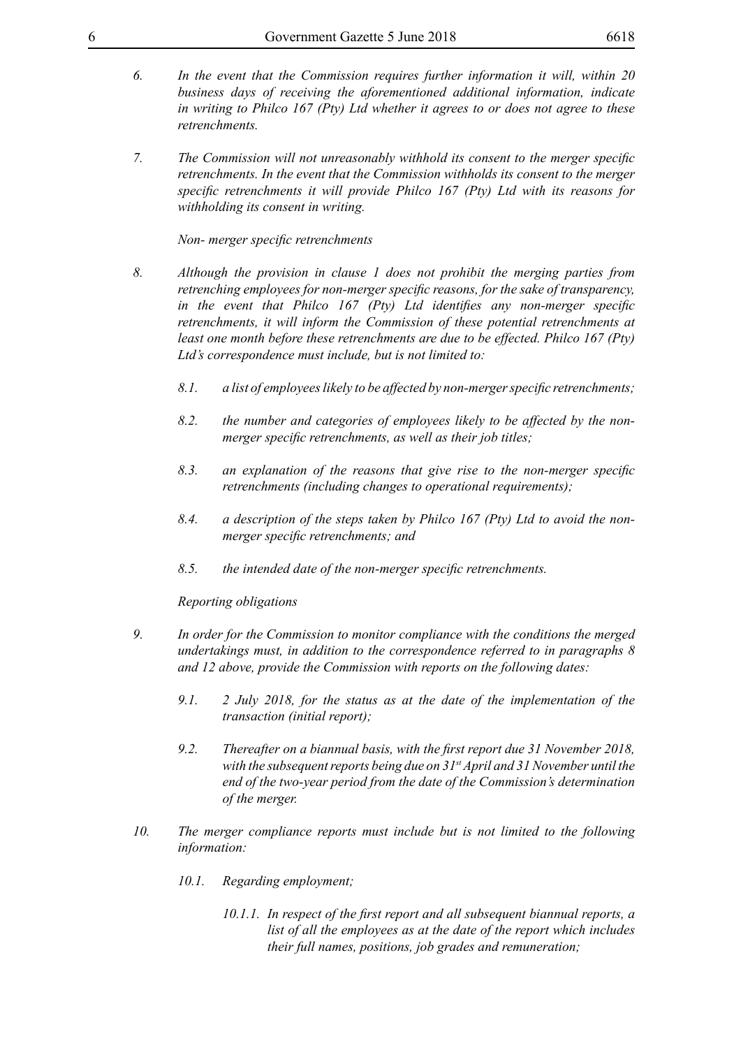*6. In the event that the Commission requires further information it will, within 20 business days of receiving the aforementioned additional information, indicate in writing to Philco 167 (Pty) Ltd whether it agrees to or does not agree to these retrenchments.*

*7. The Commission will not unreasonably withhold its consent to the merger specific retrenchments. In the event that the Commission withholds its consent to the merger specific retrenchments it will provide Philco 167 (Pty) Ltd with its reasons for withholding its consent in writing.*

*Non- merger specific retrenchments*

*8. Although the provision in clause 1 does not prohibit the merging parties from retrenching employees for non-merger specific reasons, for the sake of transparency, in the event that Philco 167 (Pty) Ltd identifies any non-merger specific retrenchments, it will inform the Commission of these potential retrenchments at least one month before these retrenchments are due to be effected. Philco 167 (Pty) Ltd's correspondence must include, but is not limited to:*

*8.1. a list of employees likely to be affected by non-merger specific retrenchments;*

*8.2. the number and categories of employees likely to be affected by the non-merger specific retrenchments, as well as their job titles;*

*8.3. an explanation of the reasons that give rise to the non-merger specific retrenchments (including changes to operational requirements);*

*8.4. a description of the steps taken by Philco 167 (Pty) Ltd to avoid the non-merger specific retrenchments; and*

*8.5. the intended date of the non-merger specific retrenchments.*

*Reporting obligations*

*9. In order for the Commission to monitor compliance with the conditions the merged undertakings must, in addition to the correspondence referred to in paragraphs 8 and 12 above, provide the Commission with reports on the following dates:*

*9.1. 2 July 2018, for the status as at the date of the implementation of the transaction (initial report);*

*9.2. Thereafter on a biannual basis, with the first report due 31 November 2018, with the subsequent reports being due on 31st April and 31 November until the end of the two-year period from the date of the Commission's determination of the merger.*

*10. The merger compliance reports must include but is not limited to the following information:*

*10.1. Regarding employment;*

*10.1.1. In respect of the first report and all subsequent biannual reports, a list of all the employees as at the date of the report which includes their full names, positions, job grades and remuneration;*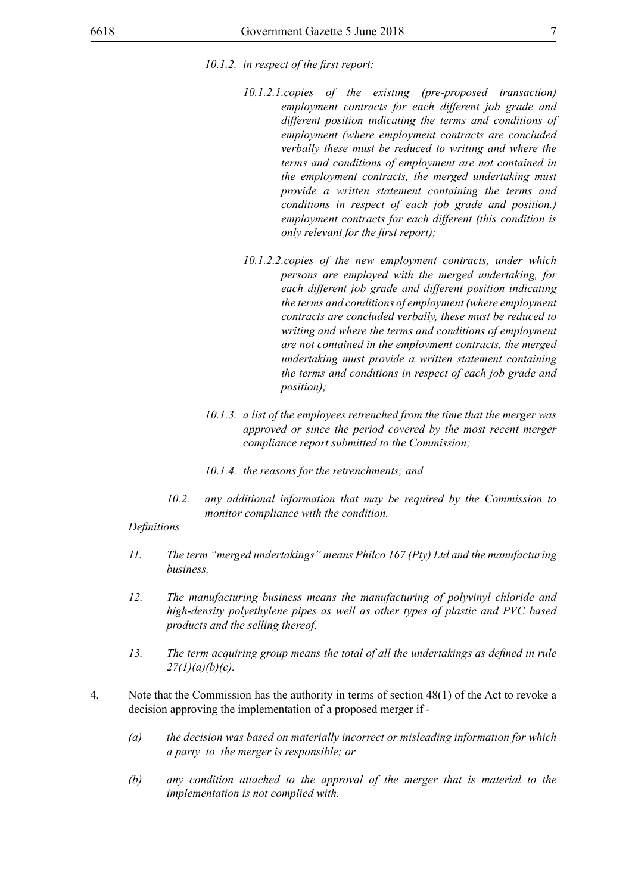*10.1.2. in respect of the first report:*

*10.1.2.1. copies of the existing (pre-proposed transaction) employment contracts for each different job grade and different position indicating the terms and conditions of employment (where employment contracts are concluded verbally these must be reduced to writing and where the terms and conditions of employment are not contained in the employment contracts, the merged undertaking must provide a written statement containing the terms and conditions in respect of each job grade and position.) employment contracts for each different (this condition is only relevant for the first report);*

*10.1.2.2. copies of the new employment contracts, under which persons are employed with the merged undertaking, for each different job grade and different position indicating the terms and conditions of employment (where employment contracts are concluded verbally, these must be reduced to writing and where the terms and conditions of employment are not contained in the employment contracts, the merged undertaking must provide a written statement containing the terms and conditions in respect of each job grade and position);*

*10.1.3. a list of the employees retrenched from the time that the merger was approved or since the period covered by the most recent merger compliance report submitted to the Commission;*

*10.1.4. the reasons for the retrenchments; and*

*10.2. any additional information that may be required by the Commission to monitor compliance with the condition.*

*Definitions*

*11. The term "merged undertakings" means Philco 167 (Pty) Ltd and the manufacturing business.*

*12. The manufacturing business means the manufacturing of polyvinyl chloride and high-density polyethylene pipes as well as other types of plastic and PVC based products and the selling thereof.*

*13. The term acquiring group means the total of all the undertakings as defined in rule 27(1)(a)(b)(c).*

4. Note that the Commission has the authority in terms of section 48(1) of the Act to revoke a decision approving the implementation of a proposed merger if -

*(a) the decision was based on materially incorrect or misleading information for which a party to the merger is responsible; or*

*(b) any condition attached to the approval of the merger that is material to the implementation is not complied with.*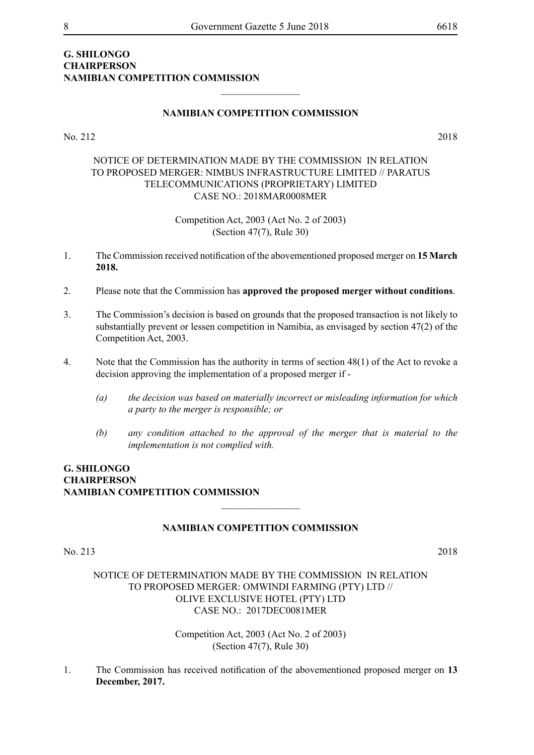**G. SHILONGO**
**CHAIRPERSON**
**NAMIBIAN COMPETITION COMMISSION**

________________

**NAMIBIAN COMPETITION COMMISSION**

No. 212 2018

NOTICE OF DETERMINATION MADE BY THE COMMISSION IN RELATION TO PROPOSED MERGER: NIMBUS INFRASTRUCTURE LIMITED // PARATUS TELECOMMUNICATIONS (PROPRIETARY) LIMITED
CASE NO.: 2018MAR0008MER

Competition Act, 2003 (Act No. 2 of 2003)
(Section 47(7), Rule 30)

1. The Commission received notification of the abovementioned proposed merger on **15 March 2018.**

2. Please note that the Commission has **approved the proposed merger without conditions**.

3. The Commission's decision is based on grounds that the proposed transaction is not likely to substantially prevent or lessen competition in Namibia, as envisaged by section 47(2) of the Competition Act, 2003.

4. Note that the Commission has the authority in terms of section 48(1) of the Act to revoke a decision approving the implementation of a proposed merger if -

   *(a) the decision was based on materially incorrect or misleading information for which a party to the merger is responsible; or*

   *(b) any condition attached to the approval of the merger that is material to the implementation is not complied with.*

**G. SHILONGO**
**CHAIRPERSON**
**NAMIBIAN COMPETITION COMMISSION**

________________

**NAMIBIAN COMPETITION COMMISSION**

No. 213 2018

NOTICE OF DETERMINATION MADE BY THE COMMISSION IN RELATION TO PROPOSED MERGER: OMWINDI FARMING (PTY) LTD // OLIVE EXCLUSIVE HOTEL (PTY) LTD
CASE NO.: 2017DEC0081MER

Competition Act, 2003 (Act No. 2 of 2003)
(Section 47(7), Rule 30)

1. The Commission has received notification of the abovementioned proposed merger on **13 December, 2017.**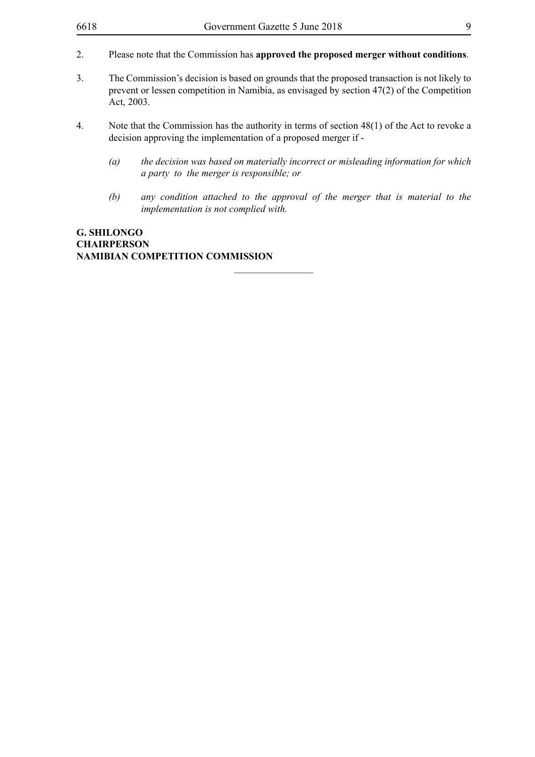2. Please note that the Commission has **approved the proposed merger without conditions**.

3. The Commission's decision is based on grounds that the proposed transaction is not likely to prevent or lessen competition in Namibia, as envisaged by section 47(2) of the Competition Act, 2003.

4. Note that the Commission has the authority in terms of section 48(1) of the Act to revoke a decision approving the implementation of a proposed merger if -

   *(a) the decision was based on materially incorrect or misleading information for which a party to the merger is responsible; or*

   *(b) any condition attached to the approval of the merger that is material to the implementation is not complied with.*

**G. SHILONGO**
**CHAIRPERSON**
**NAMIBIAN COMPETITION COMMISSION**

________________